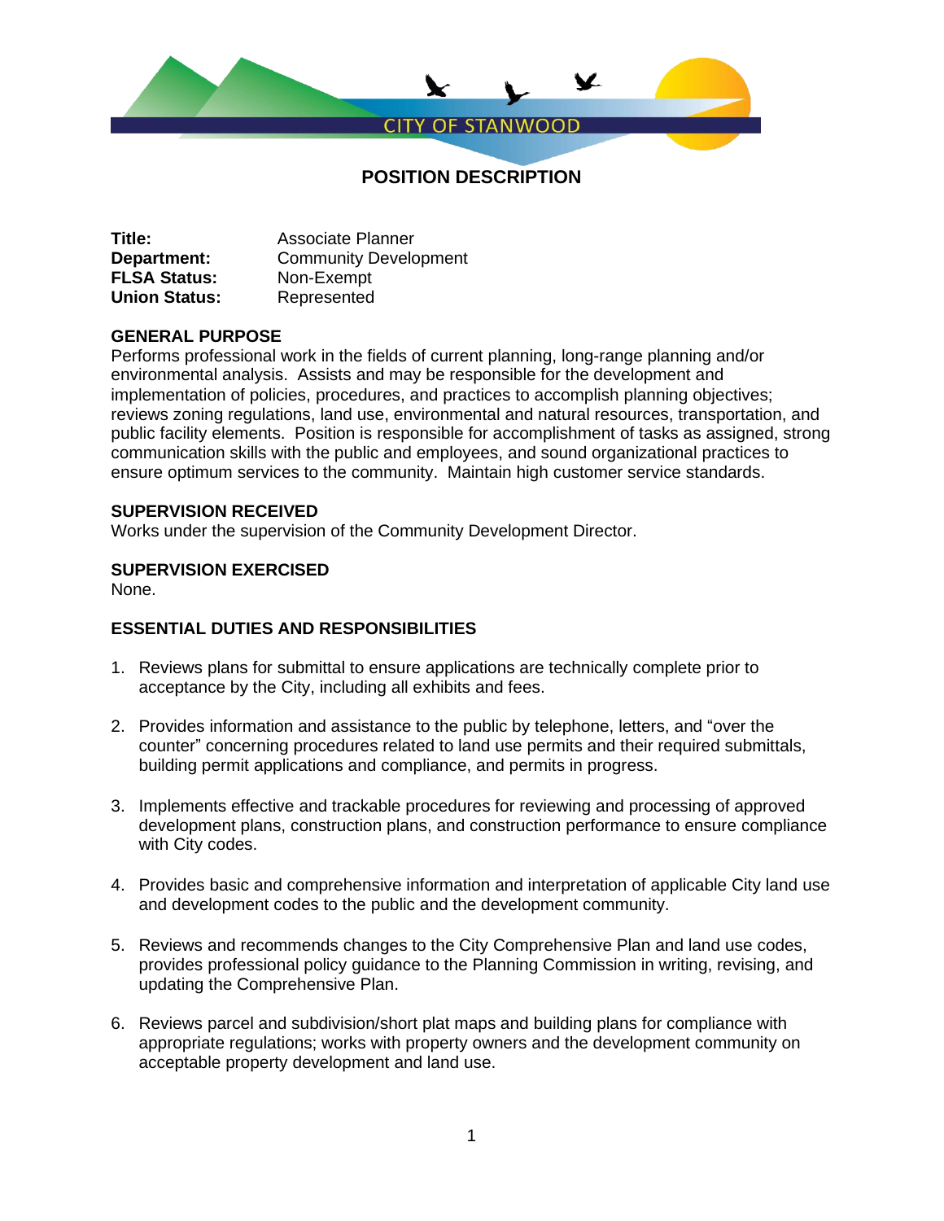CITY OF STANWOOD

# POSITION DESCRIPTION

**Title:** Associate Planner
**Department:** Community Development
**FLSA Status:** Non-Exempt
**Union Status:** Represented

## GENERAL PURPOSE

Performs professional work in the fields of current planning, long-range planning and/or environmental analysis. Assists and may be responsible for the development and implementation of policies, procedures, and practices to accomplish planning objectives; reviews zoning regulations, land use, environmental and natural resources, transportation, and public facility elements. Position is responsible for accomplishment of tasks as assigned, strong communication skills with the public and employees, and sound organizational practices to ensure optimum services to the community. Maintain high customer service standards.

## SUPERVISION RECEIVED

Works under the supervision of the Community Development Director.

## SUPERVISION EXERCISED

None.

## ESSENTIAL DUTIES AND RESPONSIBILITIES

1. Reviews plans for submittal to ensure applications are technically complete prior to acceptance by the City, including all exhibits and fees.

2. Provides information and assistance to the public by telephone, letters, and “over the counter” concerning procedures related to land use permits and their required submittals, building permit applications and compliance, and permits in progress.

3. Implements effective and trackable procedures for reviewing and processing of approved development plans, construction plans, and construction performance to ensure compliance with City codes.

4. Provides basic and comprehensive information and interpretation of applicable City land use and development codes to the public and the development community.

5. Reviews and recommends changes to the City Comprehensive Plan and land use codes, provides professional policy guidance to the Planning Commission in writing, revising, and updating the Comprehensive Plan.

6. Reviews parcel and subdivision/short plat maps and building plans for compliance with appropriate regulations; works with property owners and the development community on acceptable property development and land use.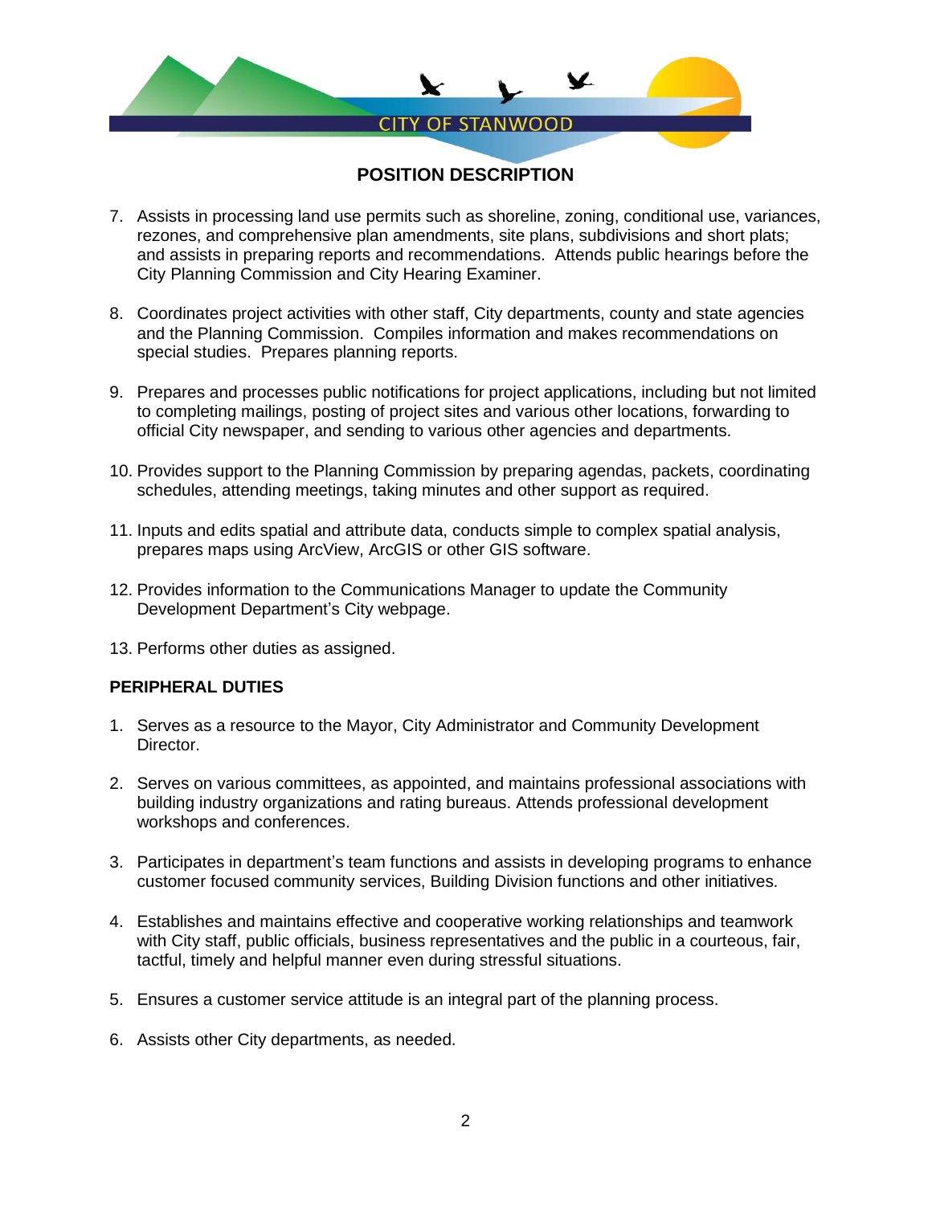**POSITION DESCRIPTION**

7. Assists in processing land use permits such as shoreline, zoning, conditional use, variances, rezones, and comprehensive plan amendments, site plans, subdivisions and short plats; and assists in preparing reports and recommendations. Attends public hearings before the City Planning Commission and City Hearing Examiner.
8. Coordinates project activities with other staff, City departments, county and state agencies and the Planning Commission. Compiles information and makes recommendations on special studies. Prepares planning reports.
9. Prepares and processes public notifications for project applications, including but not limited to completing mailings, posting of project sites and various other locations, forwarding to official City newspaper, and sending to various other agencies and departments.
10. Provides support to the Planning Commission by preparing agendas, packets, coordinating schedules, attending meetings, taking minutes and other support as required.
11. Inputs and edits spatial and attribute data, conducts simple to complex spatial analysis, prepares maps using ArcView, ArcGIS or other GIS software.
12. Provides information to the Communications Manager to update the Community Development Department's City webpage.
13. Performs other duties as assigned.

**PERIPHERAL DUTIES**

1. Serves as a resource to the Mayor, City Administrator and Community Development Director.
2. Serves on various committees, as appointed, and maintains professional associations with building industry organizations and rating bureaus. Attends professional development workshops and conferences.
3. Participates in department's team functions and assists in developing programs to enhance customer focused community services, Building Division functions and other initiatives.
4. Establishes and maintains effective and cooperative working relationships and teamwork with City staff, public officials, business representatives and the public in a courteous, fair, tactful, timely and helpful manner even during stressful situations.
5. Ensures a customer service attitude is an integral part of the planning process.
6. Assists other City departments, as needed.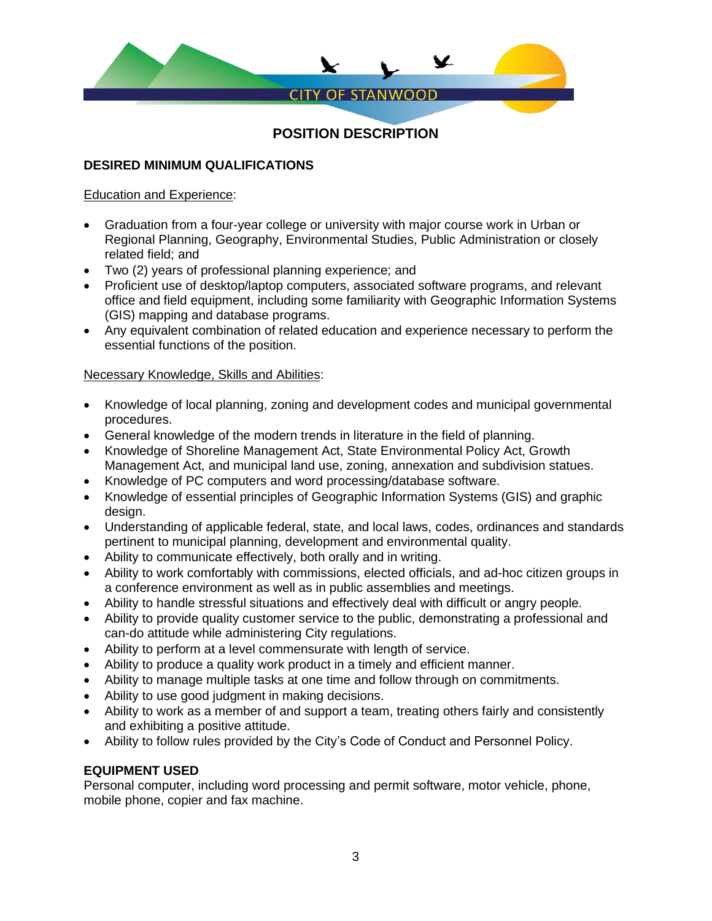CITY OF STANWOOD

**POSITION DESCRIPTION**

**DESIRED MINIMUM QUALIFICATIONS**

Education and Experience:

- Graduation from a four-year college or university with major course work in Urban or Regional Planning, Geography, Environmental Studies, Public Administration or closely related field; and
- Two (2) years of professional planning experience; and
- Proficient use of desktop/laptop computers, associated software programs, and relevant office and field equipment, including some familiarity with Geographic Information Systems (GIS) mapping and database programs.
- Any equivalent combination of related education and experience necessary to perform the essential functions of the position.

Necessary Knowledge, Skills and Abilities:

- Knowledge of local planning, zoning and development codes and municipal governmental procedures.
- General knowledge of the modern trends in literature in the field of planning.
- Knowledge of Shoreline Management Act, State Environmental Policy Act, Growth Management Act, and municipal land use, zoning, annexation and subdivision statues.
- Knowledge of PC computers and word processing/database software.
- Knowledge of essential principles of Geographic Information Systems (GIS) and graphic design.
- Understanding of applicable federal, state, and local laws, codes, ordinances and standards pertinent to municipal planning, development and environmental quality.
- Ability to communicate effectively, both orally and in writing.
- Ability to work comfortably with commissions, elected officials, and ad-hoc citizen groups in a conference environment as well as in public assemblies and meetings.
- Ability to handle stressful situations and effectively deal with difficult or angry people.
- Ability to provide quality customer service to the public, demonstrating a professional and can-do attitude while administering City regulations.
- Ability to perform at a level commensurate with length of service.
- Ability to produce a quality work product in a timely and efficient manner.
- Ability to manage multiple tasks at one time and follow through on commitments.
- Ability to use good judgment in making decisions.
- Ability to work as a member of and support a team, treating others fairly and consistently and exhibiting a positive attitude.
- Ability to follow rules provided by the City's Code of Conduct and Personnel Policy.

**EQUIPMENT USED**

Personal computer, including word processing and permit software, motor vehicle, phone, mobile phone, copier and fax machine.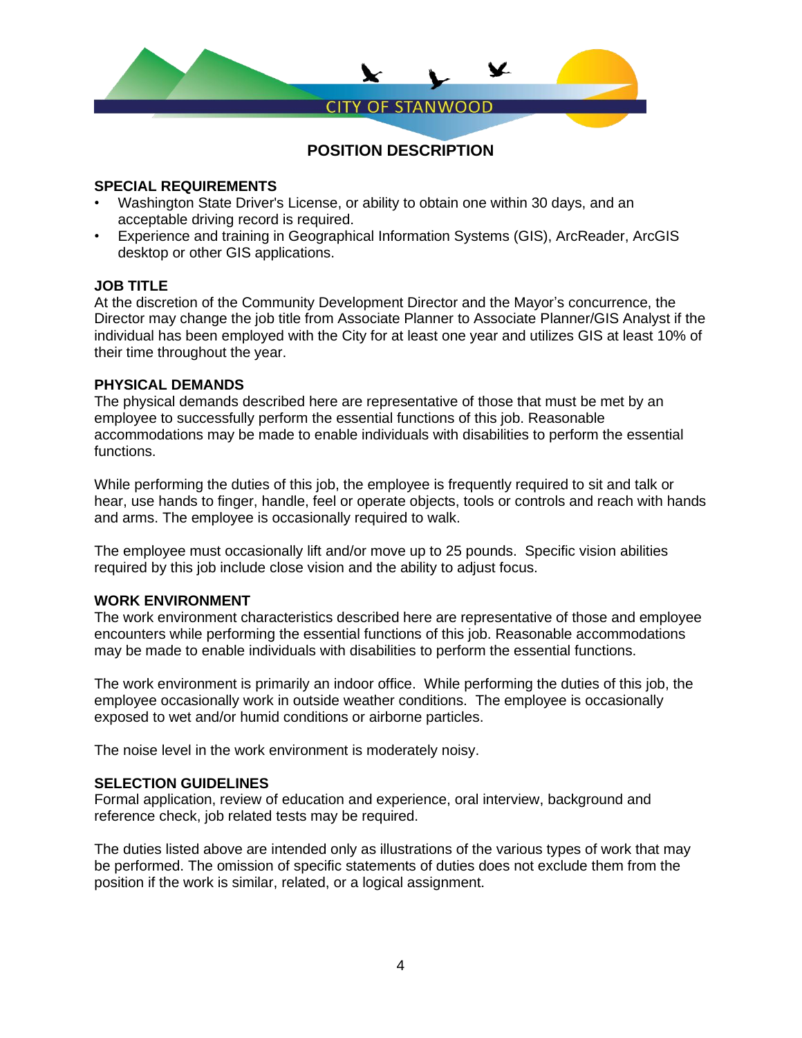CITY OF STANWOOD

## POSITION DESCRIPTION

### SPECIAL REQUIREMENTS

- Washington State Driver's License, or ability to obtain one within 30 days, and an acceptable driving record is required.
- Experience and training in Geographical Information Systems (GIS), ArcReader, ArcGIS desktop or other GIS applications.

### JOB TITLE

At the discretion of the Community Development Director and the Mayor's concurrence, the Director may change the job title from Associate Planner to Associate Planner/GIS Analyst if the individual has been employed with the City for at least one year and utilizes GIS at least 10% of their time throughout the year.

### PHYSICAL DEMANDS

The physical demands described here are representative of those that must be met by an employee to successfully perform the essential functions of this job. Reasonable accommodations may be made to enable individuals with disabilities to perform the essential functions.

While performing the duties of this job, the employee is frequently required to sit and talk or hear, use hands to finger, handle, feel or operate objects, tools or controls and reach with hands and arms. The employee is occasionally required to walk.

The employee must occasionally lift and/or move up to 25 pounds. Specific vision abilities required by this job include close vision and the ability to adjust focus.

### WORK ENVIRONMENT

The work environment characteristics described here are representative of those and employee encounters while performing the essential functions of this job. Reasonable accommodations may be made to enable individuals with disabilities to perform the essential functions.

The work environment is primarily an indoor office. While performing the duties of this job, the employee occasionally work in outside weather conditions. The employee is occasionally exposed to wet and/or humid conditions or airborne particles.

The noise level in the work environment is moderately noisy.

### SELECTION GUIDELINES

Formal application, review of education and experience, oral interview, background and reference check, job related tests may be required.

The duties listed above are intended only as illustrations of the various types of work that may be performed. The omission of specific statements of duties does not exclude them from the position if the work is similar, related, or a logical assignment.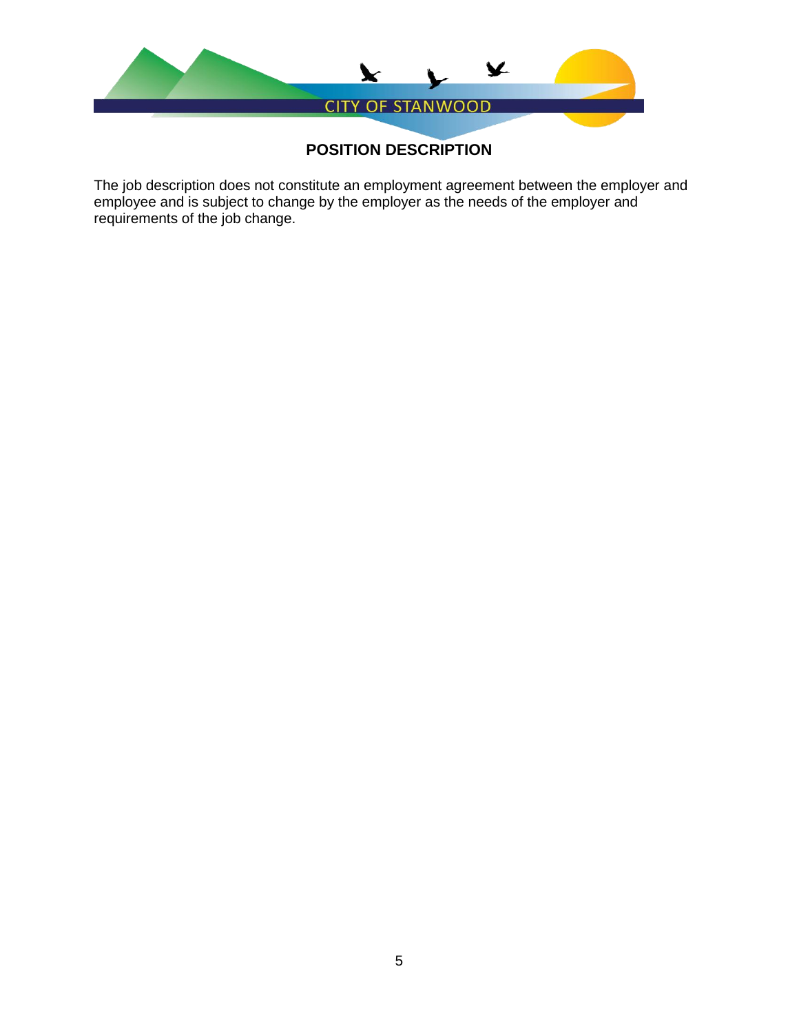CITY OF STANWOOD

**POSITION DESCRIPTION**

The job description does not constitute an employment agreement between the employer and employee and is subject to change by the employer as the needs of the employer and requirements of the job change.